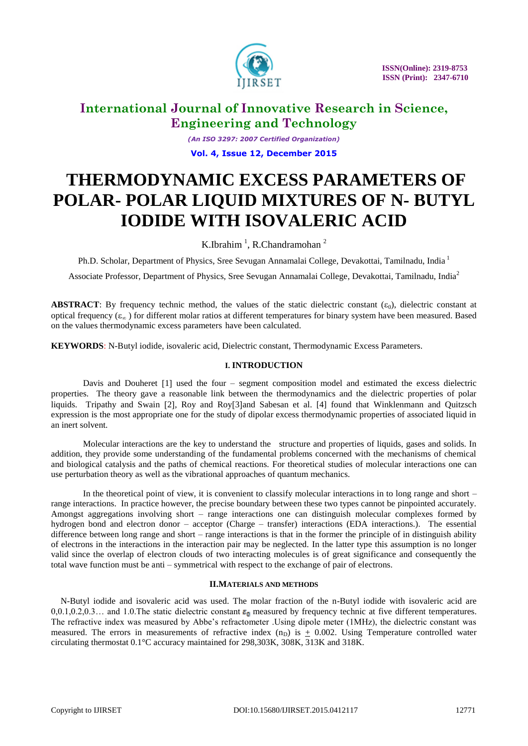# International Journal of Innovative Research in Science, Engineering and Technology

*(An ISO 3297: 2007 Certified Organization)*

**Vol. 4, Issue 12, December 2015**

# THERMODYNAMIC EXCESS PARAMETERS OF POLAR- POLAR LIQUID MIXTURES OF N- BUTYL IODIDE WITH ISOVALERIC ACID

K.Ibrahim [1], R.Chandramohan [2]

Ph.D. Scholar, Department of Physics, Sree Sevugan Annamalai College, Devakottai, Tamilnadu, India [1]

Associate Professor, Department of Physics, Sree Sevugan Annamalai College, Devakottai, Tamilnadu, India [2]

**ABSTRACT**: By frequency technic method, the values of the static dielectric constant ($\varepsilon_0$), dielectric constant at optical frequency ($\varepsilon_\infty$) for different molar ratios at different temperatures for binary system have been measured. Based on the values thermodynamic excess parameters have been calculated.

**KEYWORDS**: N-Butyl iodide, isovaleric acid, Dielectric constant, Thermodynamic Excess Parameters.

## I. INTRODUCTION

Davis and Douheret [1] used the four – segment composition model and estimated the excess dielectric properties. The theory gave a reasonable link between the thermodynamics and the dielectric properties of polar liquids. Tripathy and Swain [2], Roy and Roy[3]and Sabesan et al. [4] found that Winklenmann and Quitzsch expression is the most appropriate one for the study of dipolar excess thermodynamic properties of associated liquid in an inert solvent.

Molecular interactions are the key to understand the structure and properties of liquids, gases and solids. In addition, they provide some understanding of the fundamental problems concerned with the mechanisms of chemical and biological catalysis and the paths of chemical reactions. For theoretical studies of molecular interactions one can use perturbation theory as well as the vibrational approaches of quantum mechanics.

In the theoretical point of view, it is convenient to classify molecular interactions in to long range and short – range interactions. In practice however, the precise boundary between these two types cannot be pinpointed accurately. Amongst aggregations involving short – range interactions one can distinguish molecular complexes formed by hydrogen bond and electron donor – acceptor (Charge – transfer) interactions (EDA interactions.). The essential difference between long range and short – range interactions is that in the former the principle of in distinguish ability of electrons in the interactions in the interaction pair may be neglected. In the latter type this assumption is no longer valid since the overlap of electron clouds of two interacting molecules is of great significance and consequently the total wave function must be anti – symmetrical with respect to the exchange of pair of electrons.

## II.MATERIALS AND METHODS

N-Butyl iodide and isovaleric acid was used. The molar fraction of the n-Butyl iodide with isovaleric acid are 0,0.1,0.2,0.3… and 1.0.The static dielectric constant $\varepsilon_0$ measured by frequency technic at five different temperatures. The refractive index was measured by Abbe's refractometer .Using dipole meter (1MHz), the dielectric constant was measured. The errors in measurements of refractive index ($n_D$) is $\pm$ 0.002. Using Temperature controlled water circulating thermostat 0.1°C accuracy maintained for 298,303K, 308K, 313K and 318K.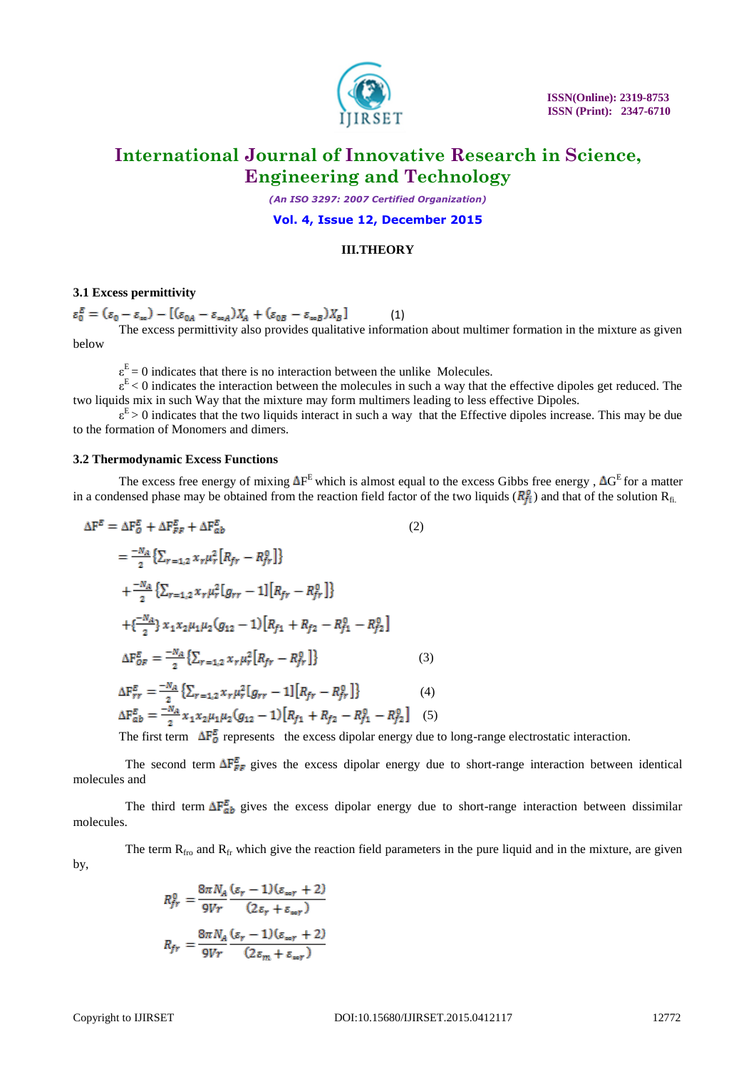### III.THEORY

#### 3.1 Excess permittivity

$$\varepsilon_0^E = (\varepsilon_0 - \varepsilon_\infty) - [(\varepsilon_{0A} - \varepsilon_{\infty A})X_A + (\varepsilon_{0B} - \varepsilon_{\infty B})X_B] \quad (1)$$

The excess permittivity also provides qualitative information about multimer formation in the mixture as given below

$\varepsilon^E = 0$ indicates that there is no interaction between the unlike Molecules.

$\varepsilon^E < 0$ indicates the interaction between the molecules in such a way that the effective dipoles get reduced. The two liquids mix in such Way that the mixture may form multimers leading to less effective Dipoles.

$\varepsilon^E > 0$ indicates that the two liquids interact in such a way that the Effective dipoles increase. This may be due to the formation of Monomers and dimers.

#### 3.2 Thermodynamic Excess Functions

The excess free energy of mixing $\Delta F^E$ which is almost equal to the excess Gibbs free energy , $\Delta G^E$ for a matter in a condensed phase may be obtained from the reaction field factor of the two liquids ($R_{fi}^0$) and that of the solution $R_{fi}$.

$$\Delta F^E = \Delta F_0^E + \Delta F_{FF}^E + \Delta F_{ab}^E \quad (2)$$

$$= \frac{-N_A}{2}\left\{\sum_{r=1,2} x_r \mu_r^2 [R_{fr} - R_{fr}^0]\right\}$$

$$+ \frac{-N_A}{2}\left\{\sum_{r=1,2} x_r \mu_r^2 [g_{rr} - 1][R_{fr} - R_{fr}^0]\right\}$$

$$+ \left\{\frac{-N_A}{2}\right\} x_1 x_2 \mu_1 \mu_2 (g_{12} - 1)[R_{f1} + R_{f2} - R_{f1}^0 - R_{f2}^0]$$

$$\Delta F_{0F}^E = \frac{-N_A}{2}\left\{\sum_{r=1,2} x_r \mu_r^2 [R_{fr} - R_{fr}^0]\right\} \quad (3)$$

$$\Delta F_{rr}^E = \frac{-N_A}{2}\left\{\sum_{r=1,2} x_r \mu_r^2 [g_{rr} - 1][R_{fr} - R_{fr}^0]\right\} \quad (4)$$

$$\Delta F_{ab}^E = \frac{-N_A}{2} x_1 x_2 \mu_1 \mu_2 (g_{12} - 1)[R_{f1} + R_{f2} - R_{f1}^0 - R_{f2}^0] \quad (5)$$

The first term $\Delta F_0^E$ represents the excess dipolar energy due to long-range electrostatic interaction.

The second term $\Delta F_{FF}^E$ gives the excess dipolar energy due to short-range interaction between identical molecules and

The third term $\Delta F_{ab}^E$ gives the excess dipolar energy due to short-range interaction between dissimilar molecules.

The term $R_{fro}$ and $R_{fr}$ which give the reaction field parameters in the pure liquid and in the mixture, are given by,

$$R_{fr}^0 = \frac{8\pi N_A}{9Vr} \frac{(\varepsilon_r - 1)(\varepsilon_{\infty r} + 2)}{(2\varepsilon_r + \varepsilon_{\infty r})}$$

$$R_{fr} = \frac{8\pi N_A}{9Vr} \frac{(\varepsilon_r - 1)(\varepsilon_{\infty r} + 2)}{(2\varepsilon_m + \varepsilon_{\infty r})}$$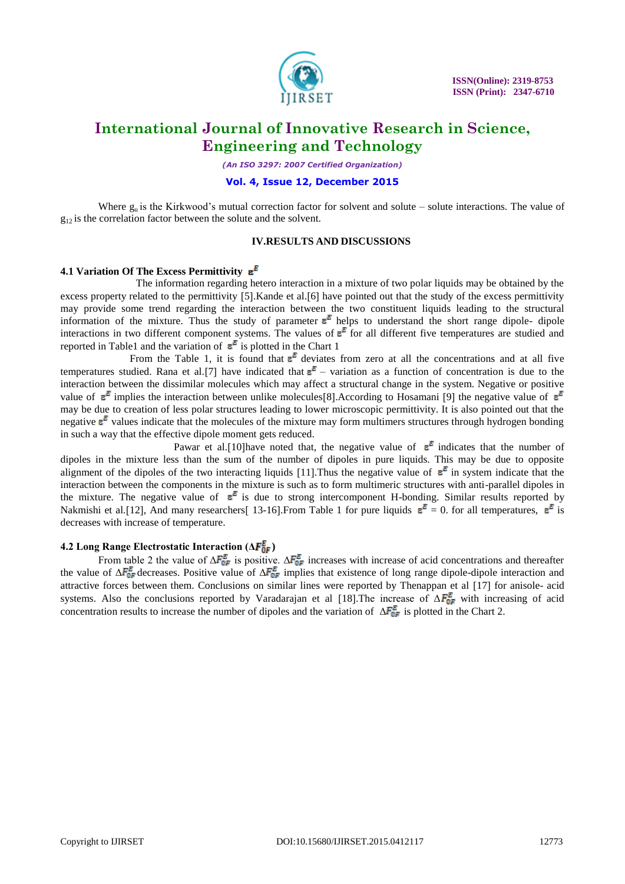Where $g_u$ is the Kirkwood's mutual correction factor for solvent and solute – solute interactions. The value of $g_{12}$ is the correlation factor between the solute and the solvent.

## IV.RESULTS AND DISCUSSIONS

### 4.1 Variation Of The Excess Permittivity $\varepsilon^E$

The information regarding hetero interaction in a mixture of two polar liquids may be obtained by the excess property related to the permittivity [5].Kande et al.[6] have pointed out that the study of the excess permittivity may provide some trend regarding the interaction between the two constituent liquids leading to the structural information of the mixture. Thus the study of parameter $\varepsilon^E$ helps to understand the short range dipole- dipole interactions in two different component systems. The values of $\varepsilon^E$ for all different five temperatures are studied and reported in Table1 and the variation of $\varepsilon^E$ is plotted in the Chart 1

From the Table 1, it is found that $\varepsilon^E$ deviates from zero at all the concentrations and at all five temperatures studied. Rana et al.[7] have indicated that $\varepsilon^E$ – variation as a function of concentration is due to the interaction between the dissimilar molecules which may affect a structural change in the system. Negative or positive value of $\varepsilon^E$ implies the interaction between unlike molecules[8].According to Hosamani [9] the negative value of $\varepsilon^E$ may be due to creation of less polar structures leading to lower microscopic permittivity. It is also pointed out that the negative $\varepsilon^E$ values indicate that the molecules of the mixture may form multimers structures through hydrogen bonding in such a way that the effective dipole moment gets reduced.

Pawar et al.[10]have noted that, the negative value of $\varepsilon^E$ indicates that the number of dipoles in the mixture less than the sum of the number of dipoles in pure liquids. This may be due to opposite alignment of the dipoles of the two interacting liquids [11].Thus the negative value of $\varepsilon^E$ in system indicate that the interaction between the components in the mixture is such as to form multimeric structures with anti-parallel dipoles in the mixture. The negative value of $\varepsilon^E$ is due to strong intercomponent H-bonding. Similar results reported by Nakmishi et al.[12], And many researchers[ 13-16].From Table 1 for pure liquids $\varepsilon^E = 0$. for all temperatures, $\varepsilon^E$ is decreases with increase of temperature.

### 4.2 Long Range Electrostatic Interaction ($\Delta F^E_{0F}$)

From table 2 the value of $\Delta F^E_{0F}$ is positive. $\Delta F^E_{0F}$ increases with increase of acid concentrations and thereafter the value of $\Delta F^E_{0F}$ decreases. Positive value of $\Delta F^E_{0F}$ implies that existence of long range dipole-dipole interaction and attractive forces between them. Conclusions on similar lines were reported by Thenappan et al [17] for anisole- acid systems. Also the conclusions reported by Varadarajan et al [18].The increase of $\Delta F^E_{0F}$ with increasing of acid concentration results to increase the number of dipoles and the variation of $\Delta F^E_{0F}$ is plotted in the Chart 2.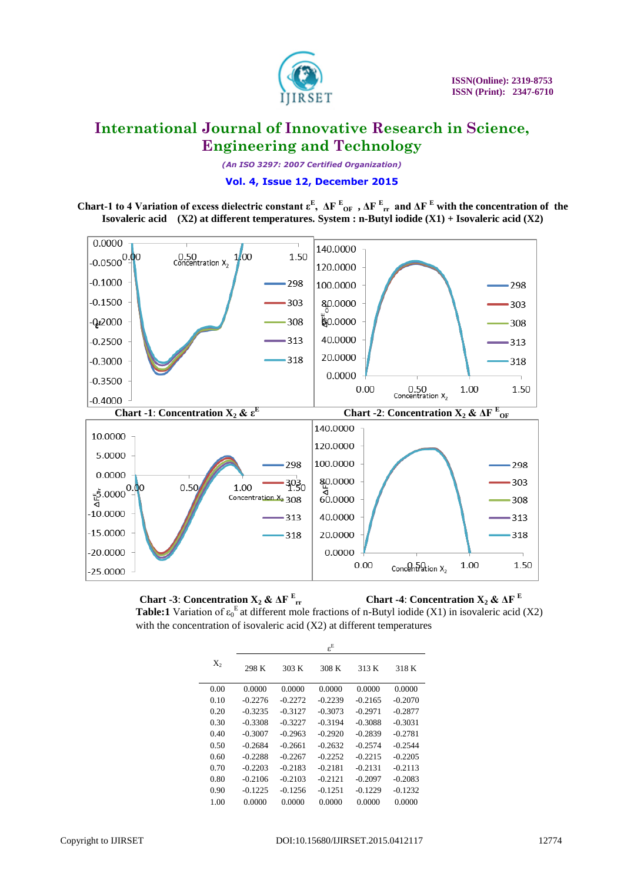**Chart-1 to 4 Variation of excess dielectric constant $\varepsilon^E$, $\Delta F^E_{OF}$, $\Delta F^E_{rr}$ and $\Delta F^E$ with the concentration of the Isovaleric acid (X2) at different temperatures. System : n-Butyl iodide (X1) + Isovaleric acid (X2)**

**Chart -1**: Concentration $X_2$ & $\varepsilon^E$

**Chart -2**: Concentration $X_2$ & $\Delta F^E_{OF}$

**Chart -3**: Concentration $X_2$ & $\Delta F^E_{rr}$

**Chart -4**: Concentration $X_2$ & $\Delta F^E$

**Table:1** Variation of $\varepsilon_0^E$ at different mole fractions of n-Butyl iodide (X1) in isovaleric acid (X2) with the concentration of isovaleric acid (X2) at different temperatures

| $X_2$ | $\varepsilon^E$ | | | | |
|---|---|---|---|---|---|
| | 298 K | 303 K | 308 K | 313 K | 318 K |
| 0.00 | 0.0000 | 0.0000 | 0.0000 | 0.0000 | 0.0000 |
| 0.10 | -0.2276 | -0.2272 | -0.2239 | -0.2165 | -0.2070 |
| 0.20 | -0.3235 | -0.3127 | -0.3073 | -0.2971 | -0.2877 |
| 0.30 | -0.3308 | -0.3227 | -0.3194 | -0.3088 | -0.3031 |
| 0.40 | -0.3007 | -0.2963 | -0.2920 | -0.2839 | -0.2781 |
| 0.50 | -0.2684 | -0.2661 | -0.2632 | -0.2574 | -0.2544 |
| 0.60 | -0.2288 | -0.2267 | -0.2252 | -0.2215 | -0.2205 |
| 0.70 | -0.2203 | -0.2183 | -0.2181 | -0.2131 | -0.2113 |
| 0.80 | -0.2106 | -0.2103 | -0.2121 | -0.2097 | -0.2083 |
| 0.90 | -0.1225 | -0.1256 | -0.1251 | -0.1229 | -0.1232 |
| 1.00 | 0.0000 | 0.0000 | 0.0000 | 0.0000 | 0.0000 |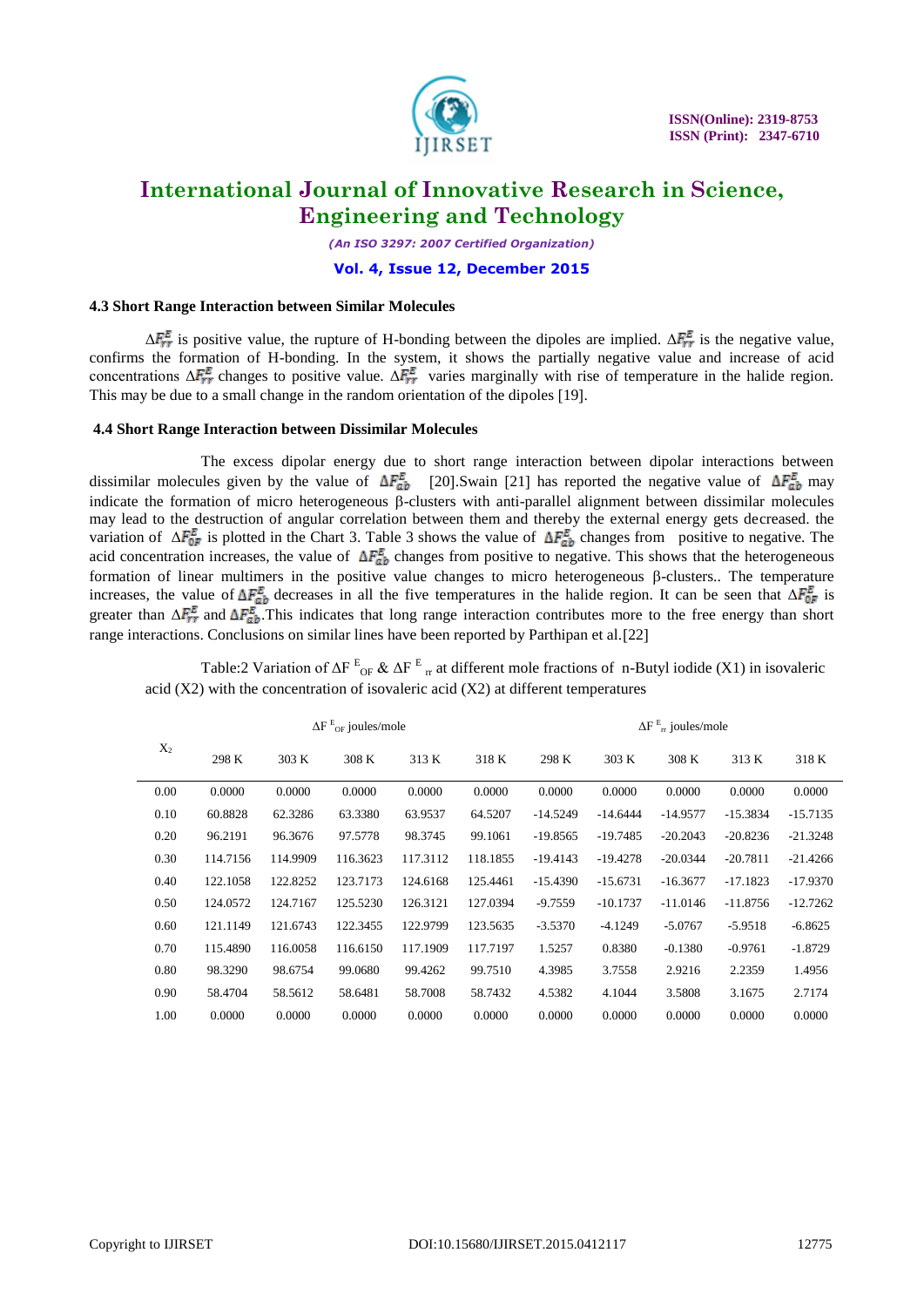### 4.3 Short Range Interaction between Similar Molecules

$\Delta F^E_{rr}$ is positive value, the rupture of H-bonding between the dipoles are implied. $\Delta F^E_{rr}$ is the negative value, confirms the formation of H-bonding. In the system, it shows the partially negative value and increase of acid concentrations $\Delta F^E_{rr}$ changes to positive value. $\Delta F^E_{rr}$ varies marginally with rise of temperature in the halide region. This may be due to a small change in the random orientation of the dipoles [19].

### 4.4 Short Range Interaction between Dissimilar Molecules

The excess dipolar energy due to short range interaction between dipolar interactions between dissimilar molecules given by the value of $\Delta F^E_{ab}$ [20].Swain [21] has reported the negative value of $\Delta F^E_{ab}$ may indicate the formation of micro heterogeneous β-clusters with anti-parallel alignment between dissimilar molecules may lead to the destruction of angular correlation between them and thereby the external energy gets decreased. the variation of $\Delta F^E_{0F}$ is plotted in the Chart 3. Table 3 shows the value of $\Delta F^E_{ab}$ changes from positive to negative. The acid concentration increases, the value of $\Delta F^E_{ab}$ changes from positive to negative. This shows that the heterogeneous formation of linear multimers in the positive value changes to micro heterogeneous β-clusters.. The temperature increases, the value of $\Delta F^E_{ab}$ decreases in all the five temperatures in the halide region. It can be seen that $\Delta F^E_{0F}$ is greater than $\Delta F^E_{rr}$ and $\Delta F^E_{ab}$.This indicates that long range interaction contributes more to the free energy than short range interactions. Conclusions on similar lines have been reported by Parthipan et al.[22]

Table:2 Variation of $\Delta F^E_{OF}$ & $\Delta F^E_{rr}$ at different mole fractions of n-Butyl iodide (X1) in isovaleric acid (X2) with the concentration of isovaleric acid (X2) at different temperatures

| $X_2$ | $\Delta F^E_{OF}$ joules/mole | | | | | $\Delta F^E_{rr}$ joules/mole | | | | |
|---|---|---|---|---|---|---|---|---|---|---|
| | 298 K | 303 K | 308 K | 313 K | 318 K | 298 K | 303 K | 308 K | 313 K | 318 K |
| 0.00 | 0.0000 | 0.0000 | 0.0000 | 0.0000 | 0.0000 | 0.0000 | 0.0000 | 0.0000 | 0.0000 | 0.0000 |
| 0.10 | 60.8828 | 62.3286 | 63.3380 | 63.9537 | 64.5207 | -14.5249 | -14.6444 | -14.9577 | -15.3834 | -15.7135 |
| 0.20 | 96.2191 | 96.3676 | 97.5778 | 98.3745 | 99.1061 | -19.8565 | -19.7485 | -20.2043 | -20.8236 | -21.3248 |
| 0.30 | 114.7156 | 114.9909 | 116.3623 | 117.3112 | 118.1855 | -19.4143 | -19.4278 | -20.0344 | -20.7811 | -21.4266 |
| 0.40 | 122.1058 | 122.8252 | 123.7173 | 124.6168 | 125.4461 | -15.4390 | -15.6731 | -16.3677 | -17.1823 | -17.9370 |
| 0.50 | 124.0572 | 124.7167 | 125.5230 | 126.3121 | 127.0394 | -9.7559 | -10.1737 | -11.0146 | -11.8756 | -12.7262 |
| 0.60 | 121.1149 | 121.6743 | 122.3455 | 122.9799 | 123.5635 | -3.5370 | -4.1249 | -5.0767 | -5.9518 | -6.8625 |
| 0.70 | 115.4890 | 116.0058 | 116.6150 | 117.1909 | 117.7197 | 1.5257 | 0.8380 | -0.1380 | -0.9761 | -1.8729 |
| 0.80 | 98.3290 | 98.6754 | 99.0680 | 99.4262 | 99.7510 | 4.3985 | 3.7558 | 2.9216 | 2.2359 | 1.4956 |
| 0.90 | 58.4704 | 58.5612 | 58.6481 | 58.7008 | 58.7432 | 4.5382 | 4.1044 | 3.5808 | 3.1675 | 2.7174 |
| 1.00 | 0.0000 | 0.0000 | 0.0000 | 0.0000 | 0.0000 | 0.0000 | 0.0000 | 0.0000 | 0.0000 | 0.0000 |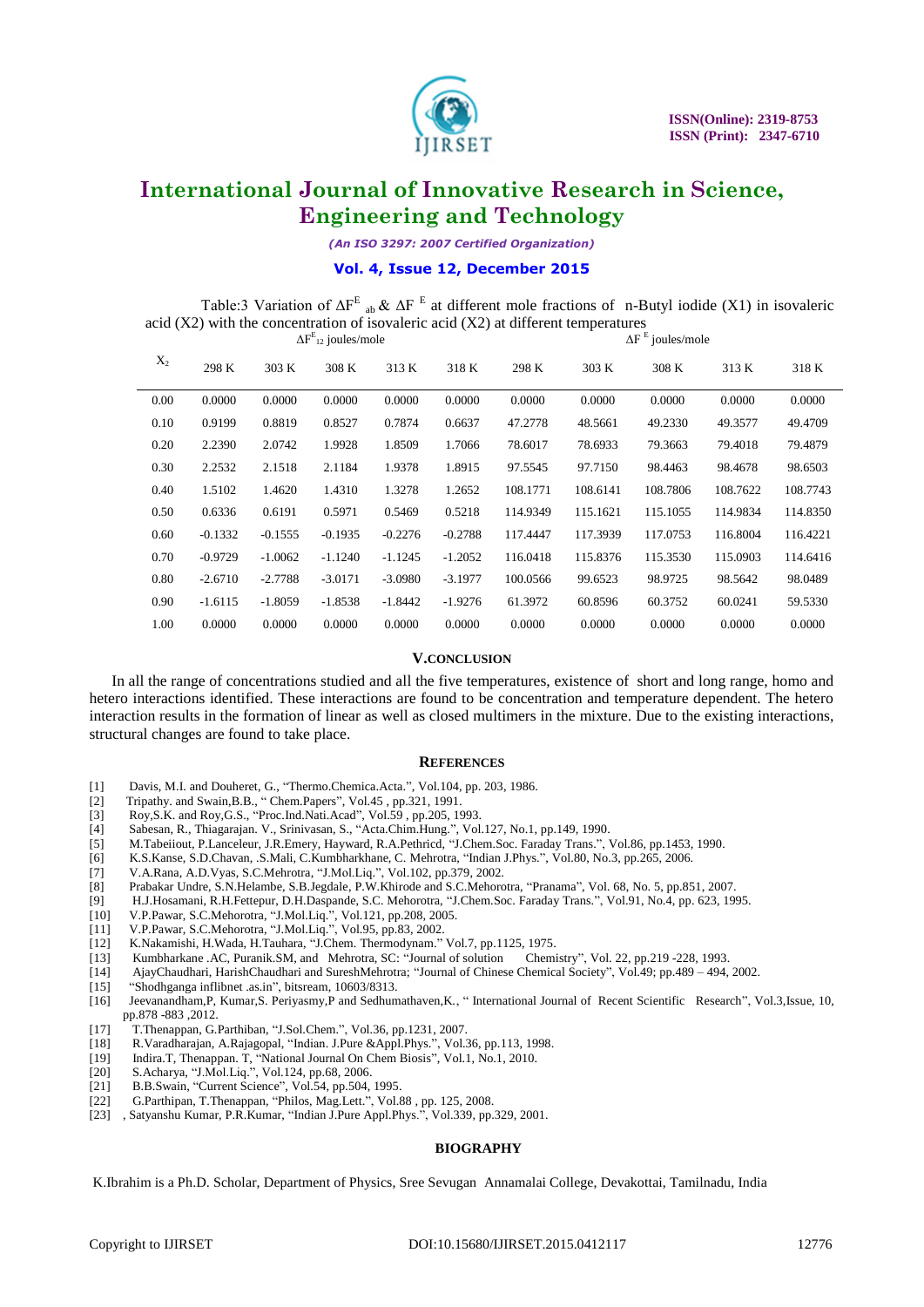Table:3 Variation of $\Delta F^{E}_{ab}$ & $\Delta F^{E}$ at different mole fractions of n-Butyl iodide (X1) in isovaleric acid (X2) with the concentration of isovaleric acid (X2) at different temperatures

| | $\Delta F^{E}_{12}$ joules/mole | | | | | $\Delta F^{E}$ joules/mole | | | | |
|---|---|---|---|---|---|---|---|---|---|---|
| $X_2$ | 298 K | 303 K | 308 K | 313 K | 318 K | 298 K | 303 K | 308 K | 313 K | 318 K |
| 0.00 | 0.0000 | 0.0000 | 0.0000 | 0.0000 | 0.0000 | 0.0000 | 0.0000 | 0.0000 | 0.0000 | 0.0000 |
| 0.10 | 0.9199 | 0.8819 | 0.8527 | 0.7874 | 0.6637 | 47.2778 | 48.5661 | 49.2330 | 49.3577 | 49.4709 |
| 0.20 | 2.2390 | 2.0742 | 1.9928 | 1.8509 | 1.7066 | 78.6017 | 78.6933 | 79.3663 | 79.4018 | 79.4879 |
| 0.30 | 2.2532 | 2.1518 | 2.1184 | 1.9378 | 1.8915 | 97.5545 | 97.7150 | 98.4463 | 98.4678 | 98.6503 |
| 0.40 | 1.5102 | 1.4620 | 1.4310 | 1.3278 | 1.2652 | 108.1771 | 108.6141 | 108.7806 | 108.7622 | 108.7743 |
| 0.50 | 0.6336 | 0.6191 | 0.5971 | 0.5469 | 0.5218 | 114.9349 | 115.1621 | 115.1055 | 114.9834 | 114.8350 |
| 0.60 | -0.1332 | -0.1555 | -0.1935 | -0.2276 | -0.2788 | 117.4447 | 117.3939 | 117.0753 | 116.8004 | 116.4221 |
| 0.70 | -0.9729 | -1.0062 | -1.1240 | -1.1245 | -1.2052 | 116.0418 | 115.8376 | 115.3530 | 115.0903 | 114.6416 |
| 0.80 | -2.6710 | -2.7788 | -3.0171 | -3.0980 | -3.1977 | 100.0566 | 99.6523 | 98.9725 | 98.5642 | 98.0489 |
| 0.90 | -1.6115 | -1.8059 | -1.8538 | -1.8442 | -1.9276 | 61.3972 | 60.8596 | 60.3752 | 60.0241 | 59.5330 |
| 1.00 | 0.0000 | 0.0000 | 0.0000 | 0.0000 | 0.0000 | 0.0000 | 0.0000 | 0.0000 | 0.0000 | 0.0000 |

## V.CONCLUSION

In all the range of concentrations studied and all the five temperatures, existence of short and long range, homo and hetero interactions identified. These interactions are found to be concentration and temperature dependent. The hetero interaction results in the formation of linear as well as closed multimers in the mixture. Due to the existing interactions, structural changes are found to take place.

## REFERENCES

[1] Davis, M.I. and Douheret, G., "Thermo.Chemica.Acta.", Vol.104, pp. 203, 1986.
[2] Tripathy. and Swain,B.B., " Chem.Papers", Vol.45 , pp.321, 1991.
[3] Roy,S.K. and Roy,G.S., "Proc.Ind.Nati.Acad", Vol.59 , pp.205, 1993.
[4] Sabesan, R., Thiagarajan. V., Srinivasan, S., "Acta.Chim.Hung.", Vol.127, No.1, pp.149, 1990.
[5] M.Tabeiiout, P.Lanceleur, J.R.Emery, Hayward, R.A.Pethricd, "J.Chem.Soc. Faraday Trans.", Vol.86, pp.1453, 1990.
[6] K.S.Kanse, S.D.Chavan, .S.Mali, C.Kumbharkhane, C. Mehrotra, "Indian J.Phys.", Vol.80, No.3, pp.265, 2006.
[7] V.A.Rana, A.D.Vyas, S.C.Mehrotra, "J.Mol.Liq.", Vol.102, pp.379, 2002.
[8] Prabakar Undre, S.N.Helambe, S.B.Jegdale, P.W.Khirode and S.C.Mehorotra, "Pranama", Vol. 68, No. 5, pp.851, 2007.
[9] H.J.Hosamani, R.H.Fettepur, D.H.Daspande, S.C. Mehorotra, "J.Chem.Soc. Faraday Trans.", Vol.91, No.4, pp. 623, 1995.
[10] V.P.Pawar, S.C.Mehorotra, "J.Mol.Liq.", Vol.121, pp.208, 2005.
[11] V.P.Pawar, S.C.Mehorotra, "J.Mol.Liq.", Vol.95, pp.83, 2002.
[12] K.Nakamishi, H.Wada, H.Tauhara, "J.Chem. Thermodynam." Vol.7, pp.1125, 1975.
[13] Kumbharkane .AC, Puranik.SM, and Mehrotra, SC: "Journal of solution Chemistry", Vol. 22, pp.219 -228, 1993.
[14] AjayChaudhari, HarishChaudhari and SureshMehrotra; "Journal of Chinese Chemical Society", Vol.49; pp.489 – 494, 2002.
[15] "Shodhganga inflibnet .as.in", bitsream, 10603/8313.
[16] Jeevanandham,P, Kumar,S. Periyasmy,P and Sedhumathaven,K., " International Journal of Recent Scientific Research", Vol.3,Issue, 10, pp.878 -883 ,2012.
[17] T.Thenappan, G.Parthiban, "J.Sol.Chem.", Vol.36, pp.1231, 2007.
[18] R.Varadharajan, A.Rajagopal, "Indian. J.Pure &Appl.Phys.", Vol.36, pp.113, 1998.
[19] Indira.T, Thenappan. T, "National Journal On Chem Biosis", Vol.1, No.1, 2010.
[20] S.Acharya, "J.Mol.Liq.", Vol.124, pp.68, 2006.
[21] B.B.Swain, "Current Science", Vol.54, pp.504, 1995.
[22] G.Parthipan, T.Thenappan, "Philos, Mag.Lett.", Vol.88 , pp. 125, 2008.
[23] , Satyanshu Kumar, P.R.Kumar, "Indian J.Pure Appl.Phys.", Vol.339, pp.329, 2001.

## BIOGRAPHY

K.Ibrahim is a Ph.D. Scholar, Department of Physics, Sree Sevugan Annamalai College, Devakottai, Tamilnadu, India